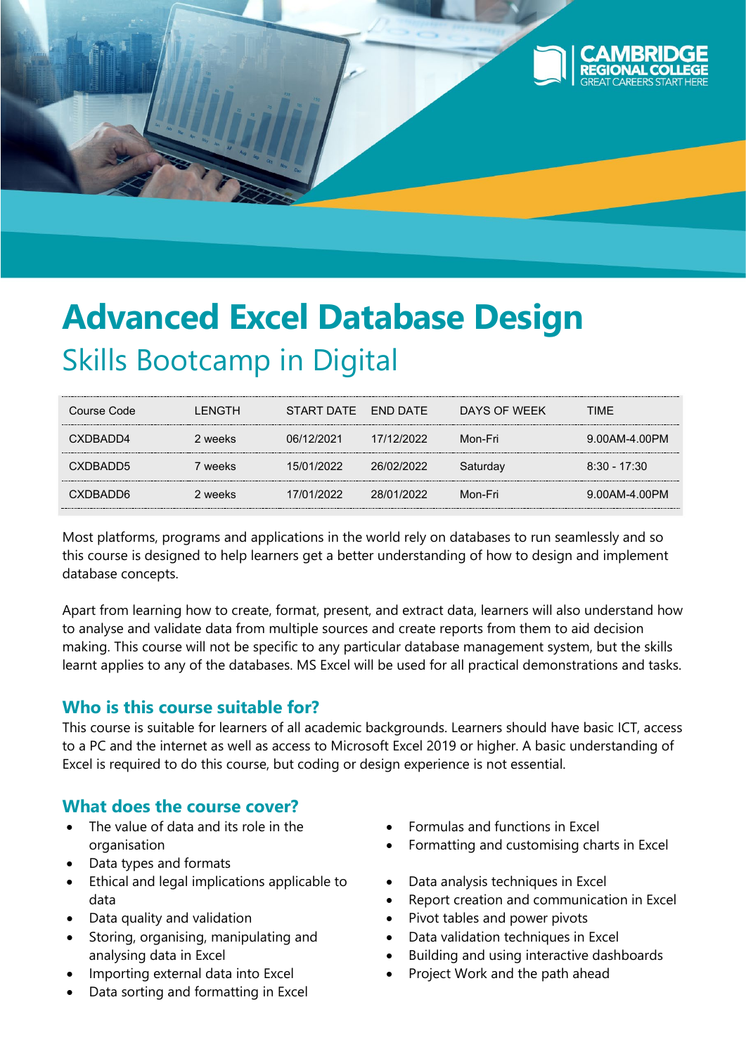# Advanced Excel Database Design

## Skills Bootcamp in Digital

| Course Code | LENGTH | START DATE | END DATE | DAYS OF WEEK | TIME |
|---|---|---|---|---|---|
| CXDBADD4 | 2 weeks | 06/12/2021 | 17/12/2022 | Mon-Fri | 9.00AM-4.00PM |
| CXDBADD5 | 7 weeks | 15/01/2022 | 26/02/2022 | Saturday | 8:30 - 17:30 |
| CXDBADD6 | 2 weeks | 17/01/2022 | 28/01/2022 | Mon-Fri | 9.00AM-4.00PM |

Most platforms, programs and applications in the world rely on databases to run seamlessly and so this course is designed to help learners get a better understanding of how to design and implement database concepts.

Apart from learning how to create, format, present, and extract data, learners will also understand how to analyse and validate data from multiple sources and create reports from them to aid decision making. This course will not be specific to any particular database management system, but the skills learnt applies to any of the databases. MS Excel will be used for all practical demonstrations and tasks.

### Who is this course suitable for?

This course is suitable for learners of all academic backgrounds. Learners should have basic ICT, access to a PC and the internet as well as access to Microsoft Excel 2019 or higher. A basic understanding of Excel is required to do this course, but coding or design experience is not essential.

### What does the course cover?

- The value of data and its role in the organisation
- Data types and formats
- Ethical and legal implications applicable to data
- Data quality and validation
- Storing, organising, manipulating and analysing data in Excel
- Importing external data into Excel
- Data sorting and formatting in Excel
- Formulas and functions in Excel
- Formatting and customising charts in Excel
- Data analysis techniques in Excel
- Report creation and communication in Excel
- Pivot tables and power pivots
- Data validation techniques in Excel
- Building and using interactive dashboards
- Project Work and the path ahead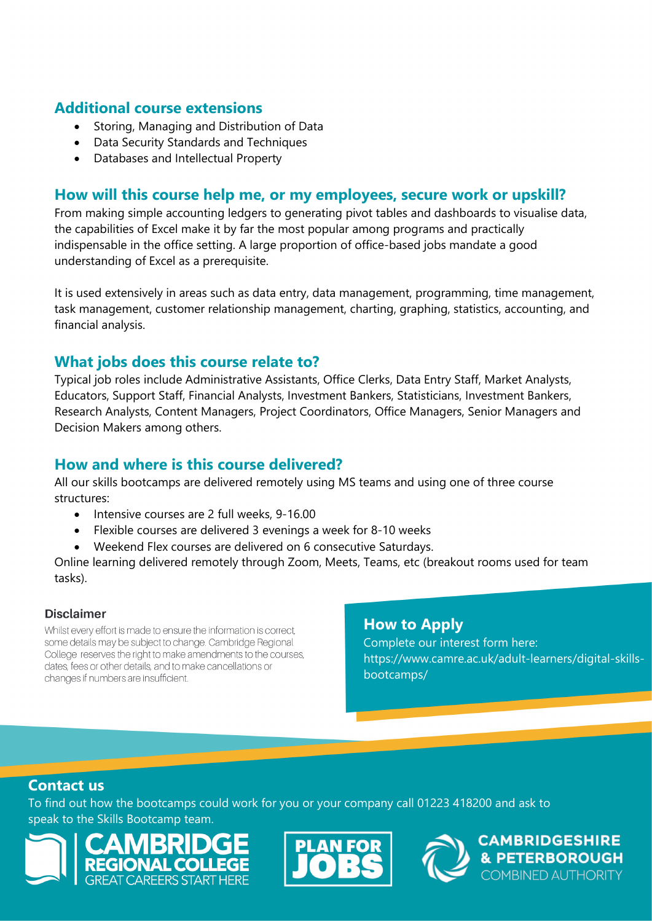## Additional course extensions

- Storing, Managing and Distribution of Data
- Data Security Standards and Techniques
- Databases and Intellectual Property

## How will this course help me, or my employees, secure work or upskill?

From making simple accounting ledgers to generating pivot tables and dashboards to visualise data, the capabilities of Excel make it by far the most popular among programs and practically indispensable in the office setting. A large proportion of office-based jobs mandate a good understanding of Excel as a prerequisite.

It is used extensively in areas such as data entry, data management, programming, time management, task management, customer relationship management, charting, graphing, statistics, accounting, and financial analysis.

## What jobs does this course relate to?

Typical job roles include Administrative Assistants, Office Clerks, Data Entry Staff, Market Analysts, Educators, Support Staff, Financial Analysts, Investment Bankers, Statisticians, Investment Bankers, Research Analysts, Content Managers, Project Coordinators, Office Managers, Senior Managers and Decision Makers among others.

## How and where is this course delivered?

All our skills bootcamps are delivered remotely using MS teams and using one of three course structures:

- Intensive courses are 2 full weeks, 9-16.00
- Flexible courses are delivered 3 evenings a week for 8-10 weeks
- Weekend Flex courses are delivered on 6 consecutive Saturdays.

Online learning delivered remotely through Zoom, Meets, Teams, etc (breakout rooms used for team tasks).

### Disclaimer

Whilst every effort is made to ensure the information is correct, some details may be subject to change. Cambridge Regional College reserves the right to make amendments to the courses, dates, fees or other details, and to make cancellations or changes if numbers are insufficient.

## How to Apply

Complete our interest form here: https://www.camre.ac.uk/adult-learners/digital-skills-bootcamps/

## Contact us

To find out how the bootcamps could work for you or your company call 01223 418200 and ask to speak to the Skills Bootcamp team.

CAMBRIDGE REGIONAL COLLEGE
GREAT CAREERS START HERE

PLAN FOR JOBS

CAMBRIDGESHIRE & PETERBOROUGH COMBINED AUTHORITY